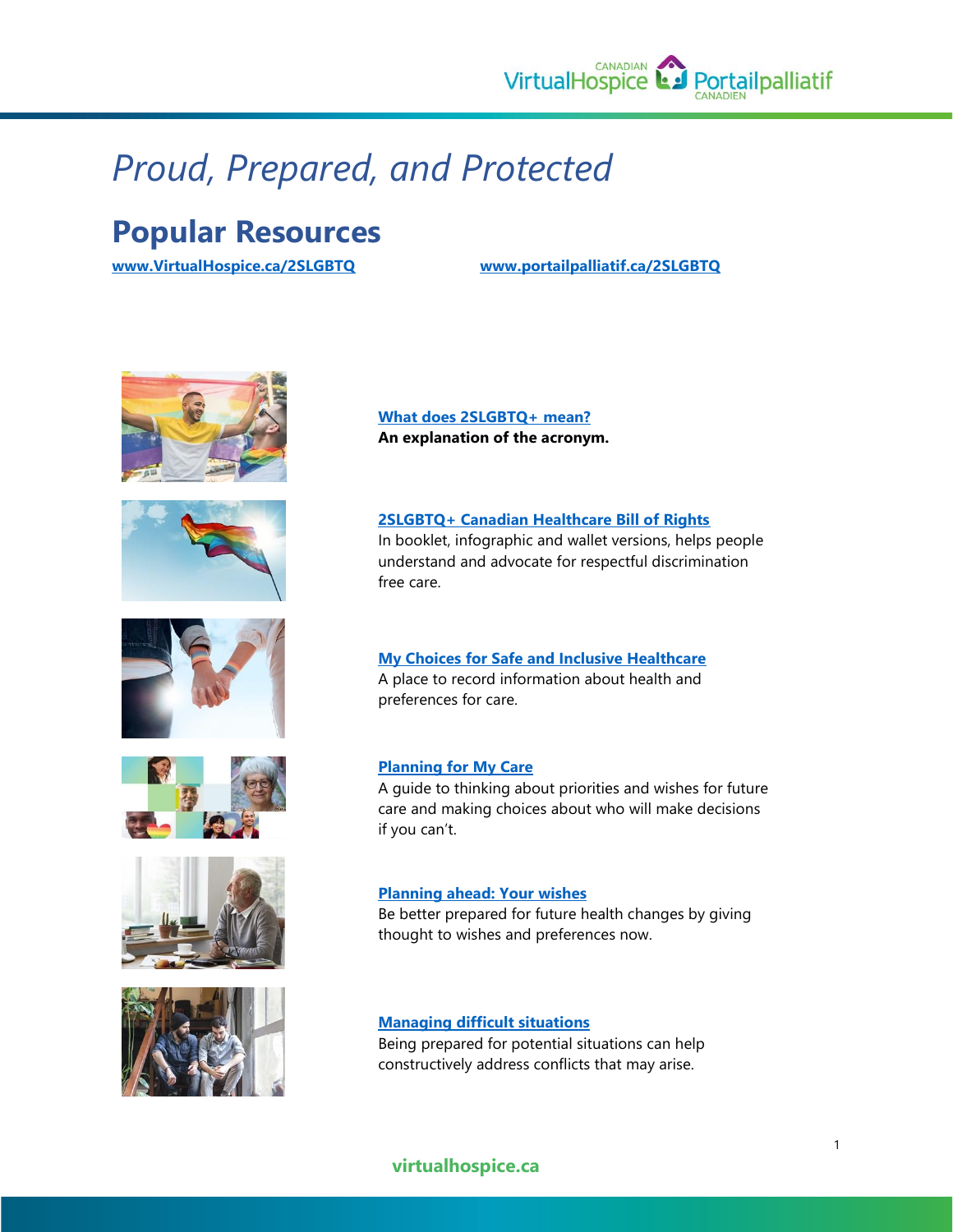# *Proud, Prepared, and Protected*

## Popular Resources

[www.VirtualHospice.ca/2SLGBTQ](www.VirtualHospice.ca/2SLGBTQ) [www.portailpalliatif.ca/2SLGBTQ](www.portailpalliatif.ca/2SLGBTQ)

**What does 2SLGBTQ+ mean?**
**An explanation of the acronym.**

**2SLGBTQ+ Canadian Healthcare Bill of Rights**
In booklet, infographic and wallet versions, helps people understand and advocate for respectful discrimination free care.

**My Choices for Safe and Inclusive Healthcare**
A place to record information about health and preferences for care.

**Planning for My Care**
A guide to thinking about priorities and wishes for future care and making choices about who will make decisions if you can't.

**Planning ahead: Your wishes**
Be better prepared for future health changes by giving thought to wishes and preferences now.

**Managing difficult situations**
Being prepared for potential situations can help constructively address conflicts that may arise.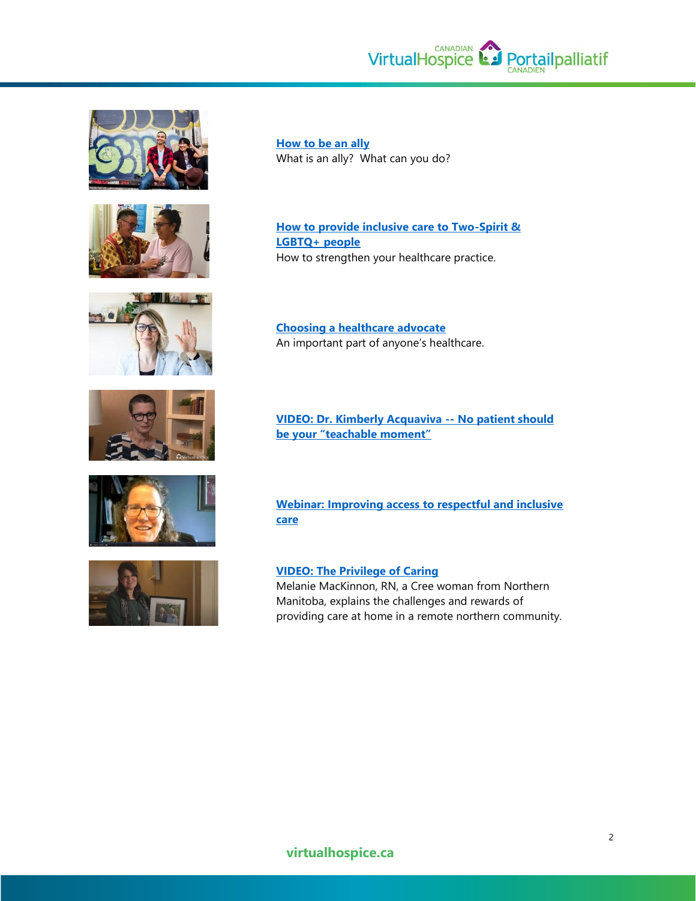**How to be an ally**
What is an ally? What can you do?

**How to provide inclusive care to Two-Spirit & LGBTQ+ people**
How to strengthen your healthcare practice.

**Choosing a healthcare advocate**
An important part of anyone's healthcare.

**VIDEO: Dr. Kimberly Acquaviva -- No patient should be your "teachable moment"**

**Webinar: Improving access to respectful and inclusive care**

**VIDEO: The Privilege of Caring**
Melanie MacKinnon, RN, a Cree woman from Northern Manitoba, explains the challenges and rewards of providing care at home in a remote northern community.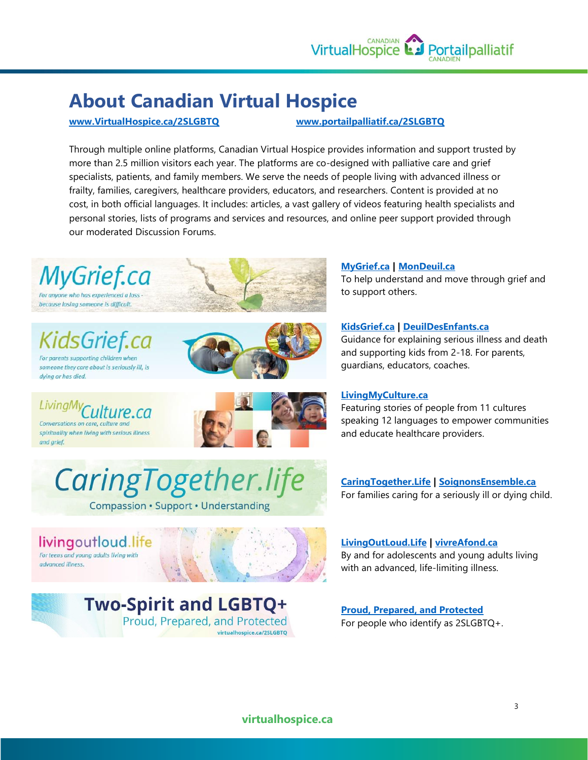# About Canadian Virtual Hospice

www.VirtualHospice.ca/2SLGBTQ www.portailpalliatif.ca/2SLGBTQ

Through multiple online platforms, Canadian Virtual Hospice provides information and support trusted by more than 2.5 million visitors each year. The platforms are co-designed with palliative care and grief specialists, patients, and family members. We serve the needs of people living with advanced illness or frailty, families, caregivers, healthcare providers, educators, and researchers. Content is provided at no cost, in both official languages. It includes: articles, a vast gallery of videos featuring health specialists and personal stories, lists of programs and services and resources, and online peer support provided through our moderated Discussion Forums.

**MyGrief.ca | MonDeuil.ca**
To help understand and move through grief and to support others.

**KidsGrief.ca | DeuilDesEnfants.ca**
Guidance for explaining serious illness and death and supporting kids from 2-18. For parents, guardians, educators, coaches.

**LivingMyCulture.ca**
Featuring stories of people from 11 cultures speaking 12 languages to empower communities and educate healthcare providers.

**CaringTogether.Life | SoignonsEnsemble.ca**
For families caring for a seriously ill or dying child.

**LivingOutLoud.Life | vivreAfond.ca**
By and for adolescents and young adults living with an advanced, life-limiting illness.

**Proud, Prepared, and Protected**
For people who identify as 2SLGBTQ+.

virtualhospice.ca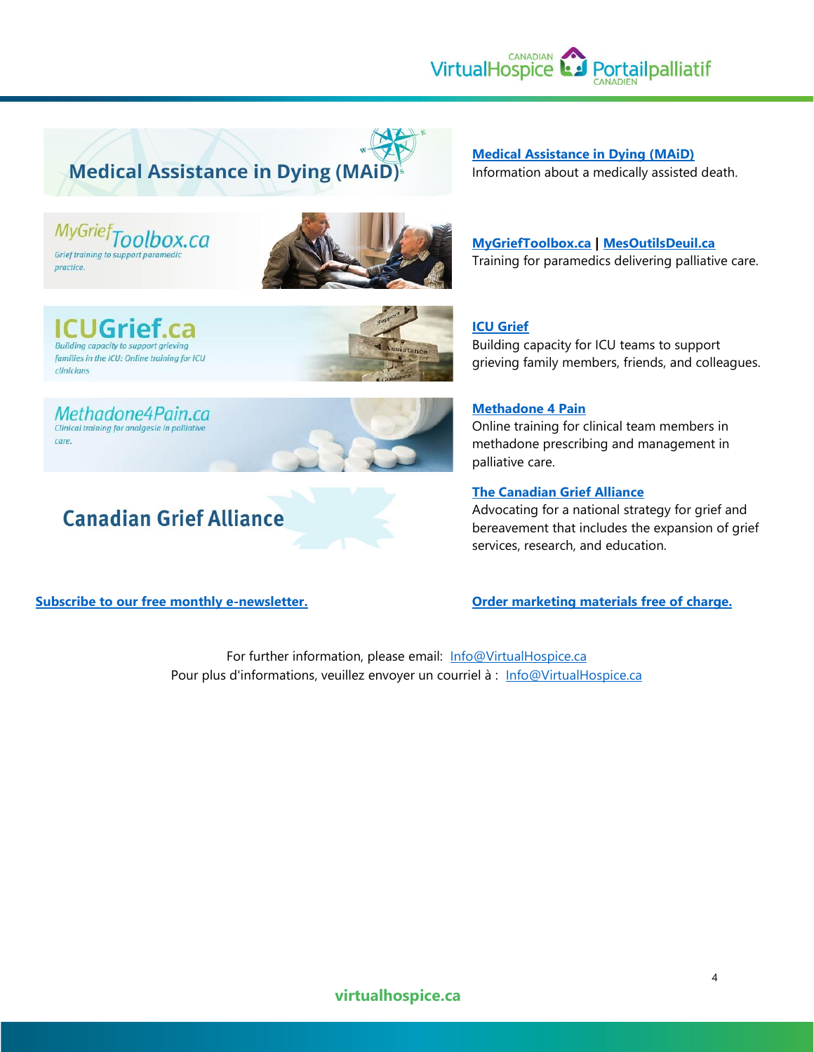**Medical Assistance in Dying (MAiD)**
Information about a medically assisted death.

**MyGriefToolbox.ca** | **MesOutilsDeuil.ca**
Training for paramedics delivering palliative care.

**ICU Grief**
Building capacity for ICU teams to support grieving family members, friends, and colleagues.

**Methadone 4 Pain**
Online training for clinical team members in methadone prescribing and management in palliative care.

**The Canadian Grief Alliance**
Advocating for a national strategy for grief and bereavement that includes the expansion of grief services, research, and education.

**Subscribe to our free monthly e-newsletter.**

**Order marketing materials free of charge.**

For further information, please email: Info@VirtualHospice.ca
Pour plus d'informations, veuillez envoyer un courriel à : Info@VirtualHospice.ca